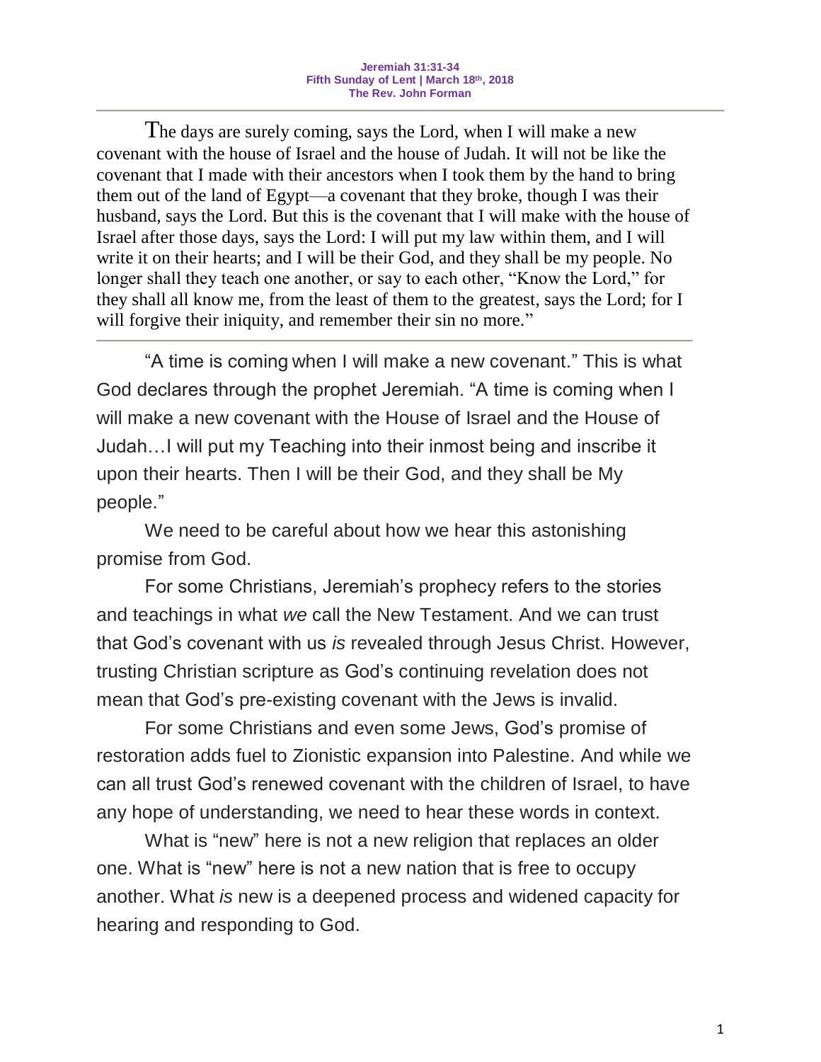**Jeremiah 31:31-34**
**Fifth Sunday of Lent | March 18th, 2018**
**The Rev. John Forman**

---

The days are surely coming, says the Lord, when I will make a new covenant with the house of Israel and the house of Judah. It will not be like the covenant that I made with their ancestors when I took them by the hand to bring them out of the land of Egypt—a covenant that they broke, though I was their husband, says the Lord. But this is the covenant that I will make with the house of Israel after those days, says the Lord: I will put my law within them, and I will write it on their hearts; and I will be their God, and they shall be my people. No longer shall they teach one another, or say to each other, "Know the Lord," for they shall all know me, from the least of them to the greatest, says the Lord; for I will forgive their iniquity, and remember their sin no more."

---

"A time is coming when I will make a new covenant." This is what God declares through the prophet Jeremiah. "A time is coming when I will make a new covenant with the House of Israel and the House of Judah…I will put my Teaching into their inmost being and inscribe it upon their hearts. Then I will be their God, and they shall be My people."

We need to be careful about how we hear this astonishing promise from God.

For some Christians, Jeremiah's prophecy refers to the stories and teachings in what *we* call the New Testament. And we can trust that God's covenant with us *is* revealed through Jesus Christ. However, trusting Christian scripture as God's continuing revelation does not mean that God's pre-existing covenant with the Jews is invalid.

For some Christians and even some Jews, God's promise of restoration adds fuel to Zionistic expansion into Palestine. And while we can all trust God's renewed covenant with the children of Israel, to have any hope of understanding, we need to hear these words in context.

What is "new" here is not a new religion that replaces an older one. What is "new" here is not a new nation that is free to occupy another. What *is* new is a deepened process and widened capacity for hearing and responding to God.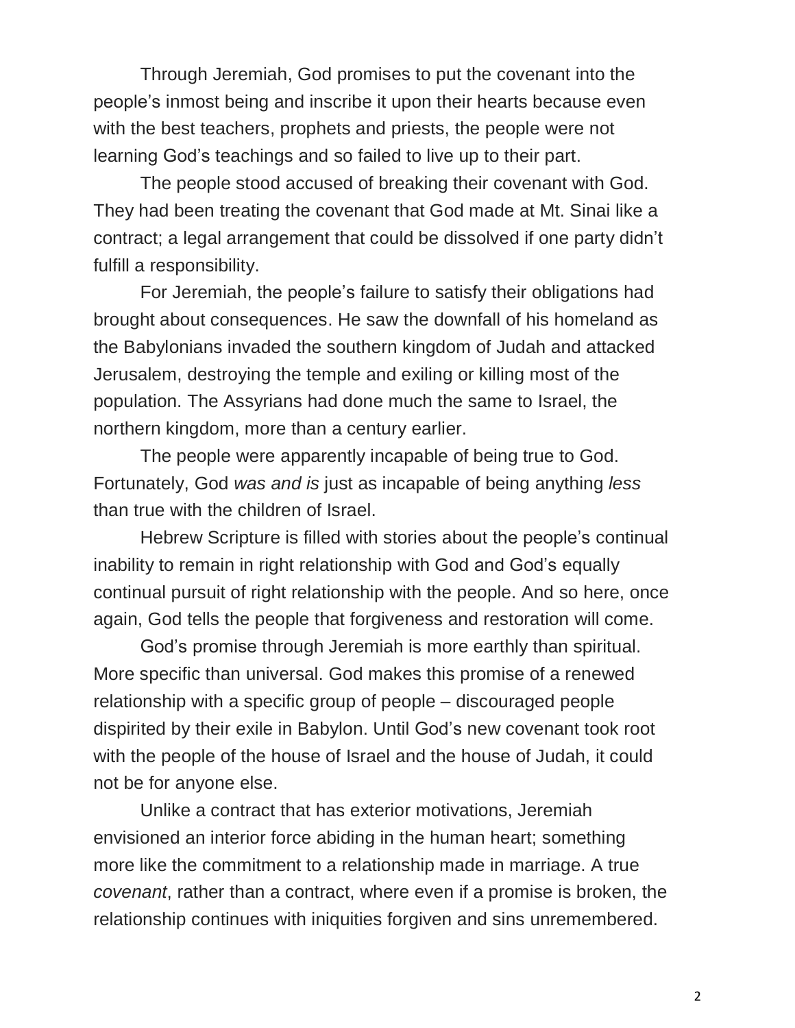Through Jeremiah, God promises to put the covenant into the people's inmost being and inscribe it upon their hearts because even with the best teachers, prophets and priests, the people were not learning God's teachings and so failed to live up to their part.

The people stood accused of breaking their covenant with God. They had been treating the covenant that God made at Mt. Sinai like a contract; a legal arrangement that could be dissolved if one party didn't fulfill a responsibility.

For Jeremiah, the people's failure to satisfy their obligations had brought about consequences. He saw the downfall of his homeland as the Babylonians invaded the southern kingdom of Judah and attacked Jerusalem, destroying the temple and exiling or killing most of the population. The Assyrians had done much the same to Israel, the northern kingdom, more than a century earlier.

The people were apparently incapable of being true to God. Fortunately, God *was and is* just as incapable of being anything *less* than true with the children of Israel.

Hebrew Scripture is filled with stories about the people's continual inability to remain in right relationship with God and God's equally continual pursuit of right relationship with the people. And so here, once again, God tells the people that forgiveness and restoration will come.

God's promise through Jeremiah is more earthly than spiritual. More specific than universal. God makes this promise of a renewed relationship with a specific group of people – discouraged people dispirited by their exile in Babylon. Until God's new covenant took root with the people of the house of Israel and the house of Judah, it could not be for anyone else.

Unlike a contract that has exterior motivations, Jeremiah envisioned an interior force abiding in the human heart; something more like the commitment to a relationship made in marriage. A true *covenant*, rather than a contract, where even if a promise is broken, the relationship continues with iniquities forgiven and sins unremembered.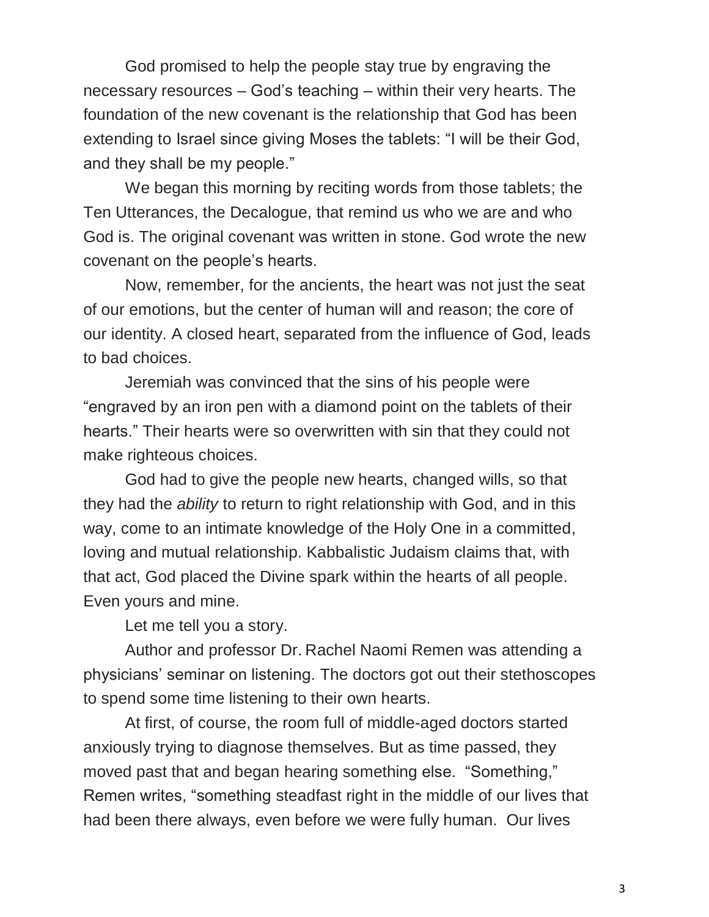God promised to help the people stay true by engraving the necessary resources – God's teaching – within their very hearts. The foundation of the new covenant is the relationship that God has been extending to Israel since giving Moses the tablets: "I will be their God, and they shall be my people."

We began this morning by reciting words from those tablets; the Ten Utterances, the Decalogue, that remind us who we are and who God is. The original covenant was written in stone. God wrote the new covenant on the people's hearts.

Now, remember, for the ancients, the heart was not just the seat of our emotions, but the center of human will and reason; the core of our identity. A closed heart, separated from the influence of God, leads to bad choices.

Jeremiah was convinced that the sins of his people were "engraved by an iron pen with a diamond point on the tablets of their hearts." Their hearts were so overwritten with sin that they could not make righteous choices.

God had to give the people new hearts, changed wills, so that they had the *ability* to return to right relationship with God, and in this way, come to an intimate knowledge of the Holy One in a committed, loving and mutual relationship. Kabbalistic Judaism claims that, with that act, God placed the Divine spark within the hearts of all people. Even yours and mine.

Let me tell you a story.

Author and professor Dr. Rachel Naomi Remen was attending a physicians' seminar on listening. The doctors got out their stethoscopes to spend some time listening to their own hearts.

At first, of course, the room full of middle-aged doctors started anxiously trying to diagnose themselves. But as time passed, they moved past that and began hearing something else. "Something," Remen writes, "something steadfast right in the middle of our lives that had been there always, even before we were fully human. Our lives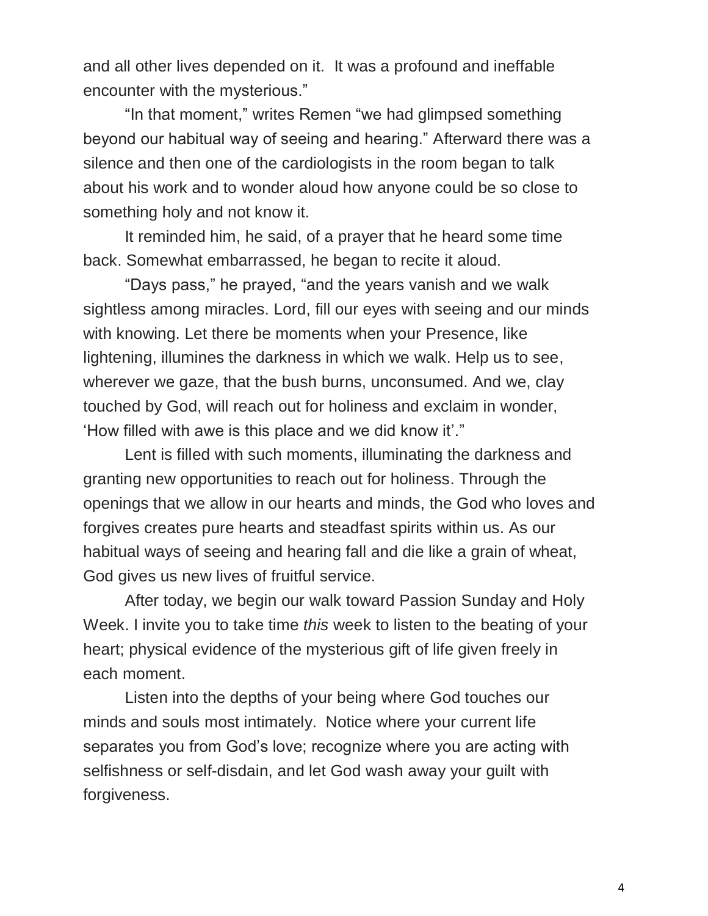and all other lives depended on it. It was a profound and ineffable encounter with the mysterious."

"In that moment," writes Remen "we had glimpsed something beyond our habitual way of seeing and hearing." Afterward there was a silence and then one of the cardiologists in the room began to talk about his work and to wonder aloud how anyone could be so close to something holy and not know it.

It reminded him, he said, of a prayer that he heard some time back. Somewhat embarrassed, he began to recite it aloud.

"Days pass," he prayed, "and the years vanish and we walk sightless among miracles. Lord, fill our eyes with seeing and our minds with knowing. Let there be moments when your Presence, like lightening, illumines the darkness in which we walk. Help us to see, wherever we gaze, that the bush burns, unconsumed. And we, clay touched by God, will reach out for holiness and exclaim in wonder, 'How filled with awe is this place and we did know it'."

Lent is filled with such moments, illuminating the darkness and granting new opportunities to reach out for holiness. Through the openings that we allow in our hearts and minds, the God who loves and forgives creates pure hearts and steadfast spirits within us. As our habitual ways of seeing and hearing fall and die like a grain of wheat, God gives us new lives of fruitful service.

After today, we begin our walk toward Passion Sunday and Holy Week. I invite you to take time *this* week to listen to the beating of your heart; physical evidence of the mysterious gift of life given freely in each moment.

Listen into the depths of your being where God touches our minds and souls most intimately. Notice where your current life separates you from God's love; recognize where you are acting with selfishness or self-disdain, and let God wash away your guilt with forgiveness.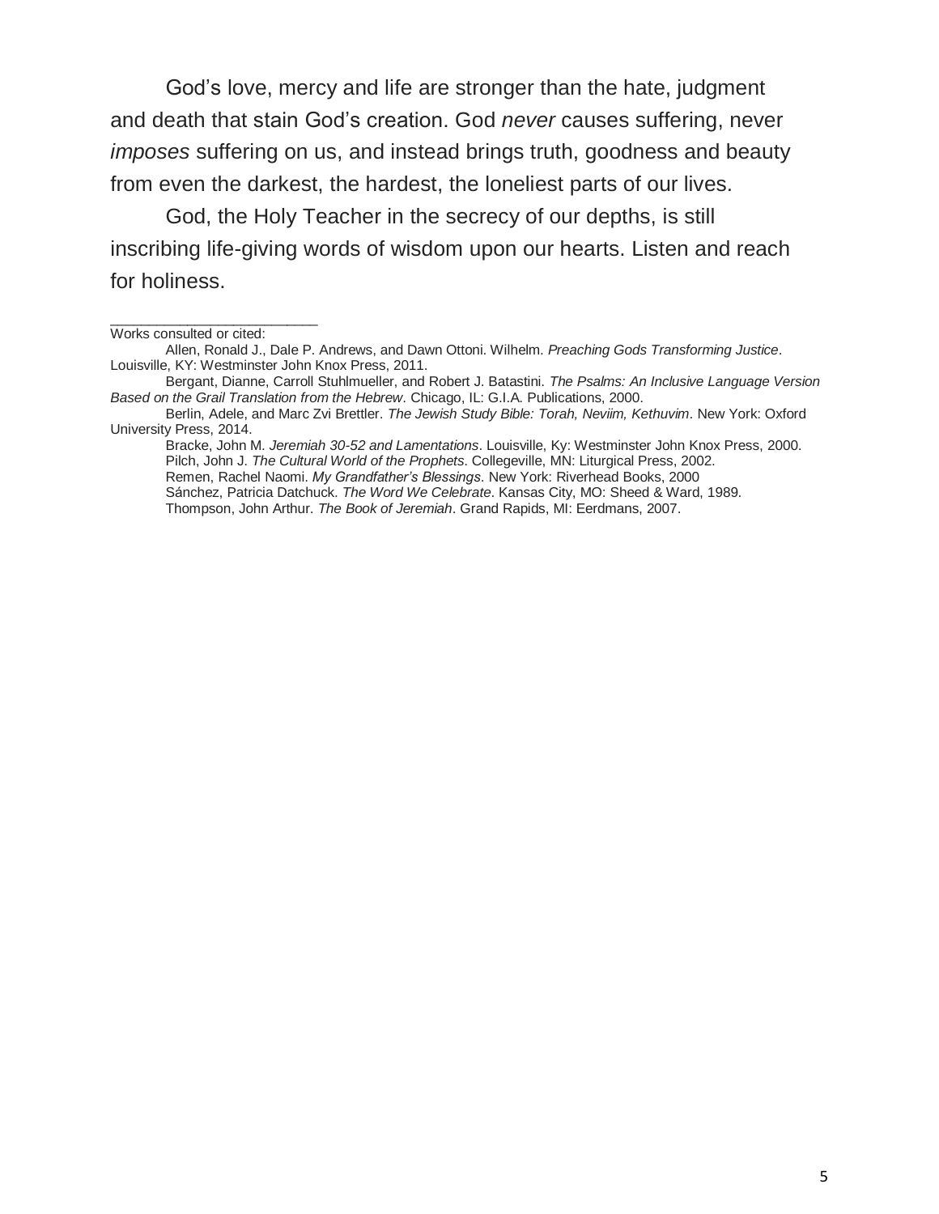God's love, mercy and life are stronger than the hate, judgment and death that stain God's creation. God *never* causes suffering, never *imposes* suffering on us, and instead brings truth, goodness and beauty from even the darkest, the hardest, the loneliest parts of our lives.

God, the Holy Teacher in the secrecy of our depths, is still inscribing life-giving words of wisdom upon our hearts. Listen and reach for holiness.

---

Works consulted or cited:

Allen, Ronald J., Dale P. Andrews, and Dawn Ottoni. Wilhelm. *Preaching Gods Transforming Justice*. Louisville, KY: Westminster John Knox Press, 2011.

Bergant, Dianne, Carroll Stuhlmueller, and Robert J. Batastini. *The Psalms: An Inclusive Language Version Based on the Grail Translation from the Hebrew*. Chicago, IL: G.I.A. Publications, 2000.

Berlin, Adele, and Marc Zvi Brettler. *The Jewish Study Bible: Torah, Neviim, Kethuvim*. New York: Oxford University Press, 2014.

Bracke, John M. *Jeremiah 30-52 and Lamentations*. Louisville, Ky: Westminster John Knox Press, 2000.

Pilch, John J. *The Cultural World of the Prophets*. Collegeville, MN: Liturgical Press, 2002.

Remen, Rachel Naomi. *My Grandfather's Blessings*. New York: Riverhead Books, 2000

Sánchez, Patricia Datchuck. *The Word We Celebrate*. Kansas City, MO: Sheed & Ward, 1989.

Thompson, John Arthur. *The Book of Jeremiah*. Grand Rapids, MI: Eerdmans, 2007.